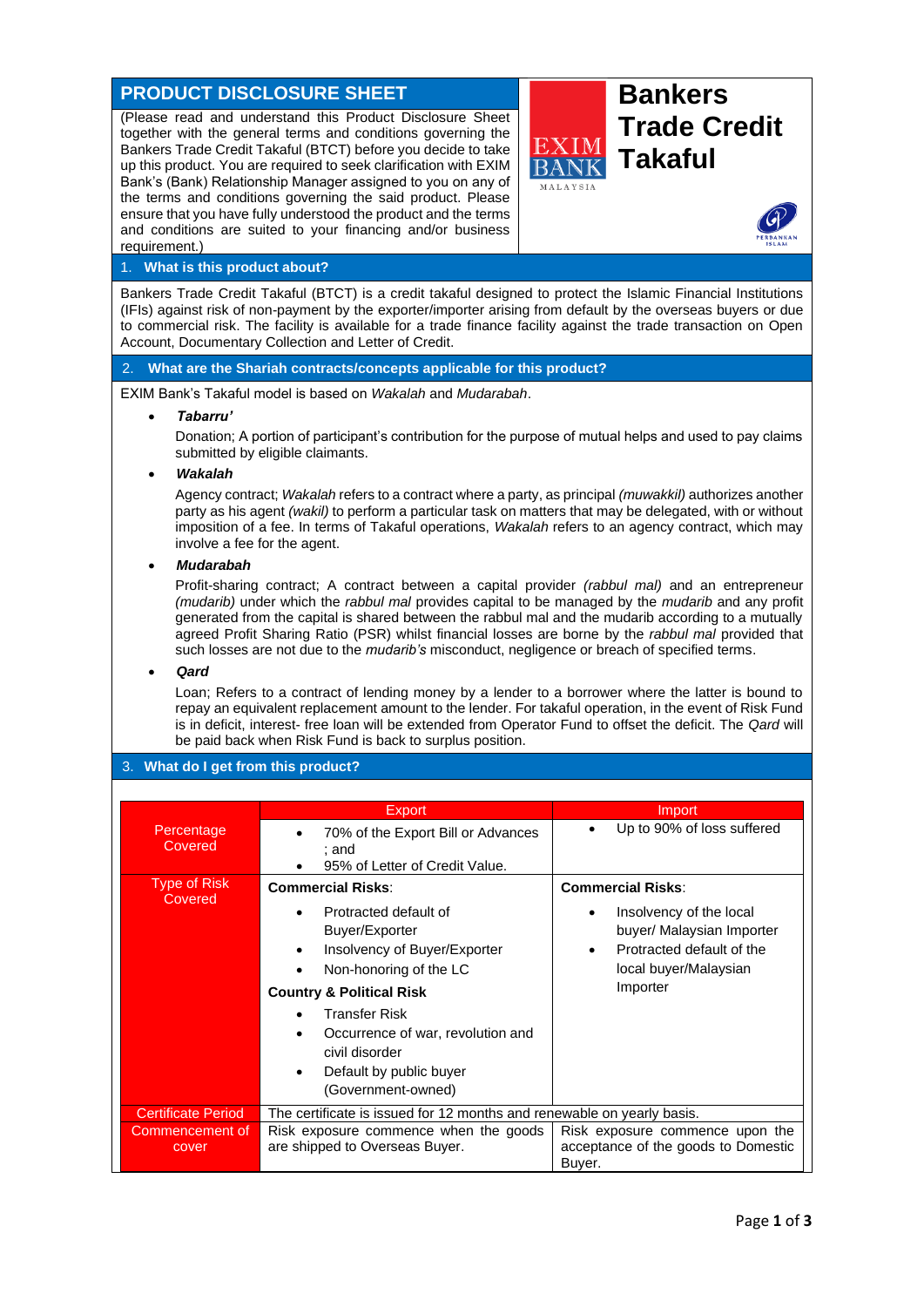# PRODUCT DISCLOSURE SHEET

(Please read and understand this Product Disclosure Sheet together with the general terms and conditions governing the Bankers Trade Credit Takaful (BTCT) before you decide to take up this product. You are required to seek clarification with EXIM Bank's (Bank) Relationship Manager assigned to you on any of the terms and conditions governing the said product. Please ensure that you have fully understood the product and the terms and conditions are suited to your financing and/or business requirement.)

# Bankers Trade Credit Takaful

EXIM BANK MALAYSIA

## 1. What is this product about?

Bankers Trade Credit Takaful (BTCT) is a credit takaful designed to protect the Islamic Financial Institutions (IFIs) against risk of non-payment by the exporter/importer arising from default by the overseas buyers or due to commercial risk. The facility is available for a trade finance facility against the trade transaction on Open Account, Documentary Collection and Letter of Credit.

## 2. What are the Shariah contracts/concepts applicable for this product?

EXIM Bank's Takaful model is based on *Wakalah* and *Mudarabah*.

- ***Tabarru'***

  Donation; A portion of participant's contribution for the purpose of mutual helps and used to pay claims submitted by eligible claimants.

- ***Wakalah***

  Agency contract; *Wakalah* refers to a contract where a party, as principal *(muwakkil)* authorizes another party as his agent *(wakil)* to perform a particular task on matters that may be delegated, with or without imposition of a fee. In terms of Takaful operations, *Wakalah* refers to an agency contract, which may involve a fee for the agent.

- ***Mudarabah***

  Profit-sharing contract; A contract between a capital provider *(rabbul mal)* and an entrepreneur *(mudarib)* under which the *rabbul mal* provides capital to be managed by the *mudarib* and any profit generated from the capital is shared between the rabbul mal and the mudarib according to a mutually agreed Profit Sharing Ratio (PSR) whilst financial losses are borne by the *rabbul mal* provided that such losses are not due to the *mudarib's* misconduct, negligence or breach of specified terms.

- ***Qard***

  Loan; Refers to a contract of lending money by a lender to a borrower where the latter is bound to repay an equivalent replacement amount to the lender. For takaful operation, in the event of Risk Fund is in deficit, interest- free loan will be extended from Operator Fund to offset the deficit. The *Qard* will be paid back when Risk Fund is back to surplus position.

## 3. What do I get from this product?

| | Export | Import |
|---|---|---|
| Percentage Covered | • 70% of the Export Bill or Advances ; and<br>• 95% of Letter of Credit Value. | • Up to 90% of loss suffered |
| Type of Risk Covered | **Commercial Risks**:<br>• Protracted default of Buyer/Exporter<br>• Insolvency of Buyer/Exporter<br>• Non-honoring of the LC<br>**Country & Political Risk**<br>• Transfer Risk<br>• Occurrence of war, revolution and civil disorder<br>• Default by public buyer (Government-owned) | **Commercial Risks**:<br>• Insolvency of the local buyer/ Malaysian Importer<br>• Protracted default of the local buyer/Malaysian Importer |
| Certificate Period | The certificate is issued for 12 months and renewable on yearly basis. | |
| Commencement of cover | Risk exposure commence when the goods are shipped to Overseas Buyer. | Risk exposure commence upon the acceptance of the goods to Domestic Buyer. |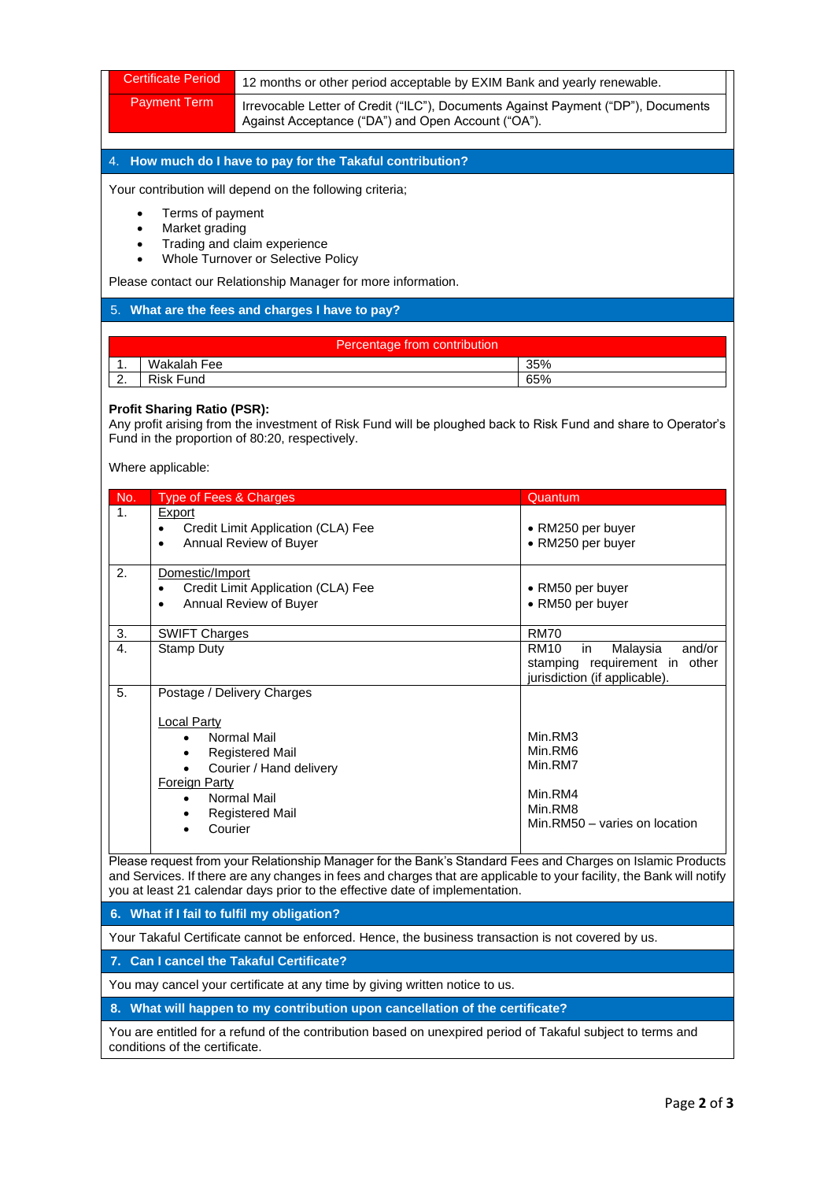| Certificate Period | 12 months or other period acceptable by EXIM Bank and yearly renewable. |
|---|---|
| Payment Term | Irrevocable Letter of Credit ("ILC"), Documents Against Payment ("DP"), Documents Against Acceptance ("DA") and Open Account ("OA"). |

## 4. How much do I have to pay for the Takaful contribution?

Your contribution will depend on the following criteria;

- Terms of payment
- Market grading
- Trading and claim experience
- Whole Turnover or Selective Policy

Please contact our Relationship Manager for more information.

## 5. What are the fees and charges I have to pay?

| | Percentage from contribution | |
|---|---|---|
| 1. | Wakalah Fee | 35% |
| 2. | Risk Fund | 65% |

**Profit Sharing Ratio (PSR):**
Any profit arising from the investment of Risk Fund will be ploughed back to Risk Fund and share to Operator's Fund in the proportion of 80:20, respectively.

Where applicable:

| No. | Type of Fees & Charges | Quantum |
|---|---|---|
| 1. | Export<br>• Credit Limit Application (CLA) Fee<br>• Annual Review of Buyer | <br>• RM250 per buyer<br>• RM250 per buyer |
| 2. | Domestic/Import<br>• Credit Limit Application (CLA) Fee<br>• Annual Review of Buyer | <br>• RM50 per buyer<br>• RM50 per buyer |
| 3. | SWIFT Charges | RM70 |
| 4. | Stamp Duty | RM10 in Malaysia and/or stamping requirement in other jurisdiction (if applicable). |
| 5. | Postage / Delivery Charges<br><br>Local Party<br>• Normal Mail<br>• Registered Mail<br>• Courier / Hand delivery<br>Foreign Party<br>• Normal Mail<br>• Registered Mail<br>• Courier | <br><br><br>Min.RM3<br>Min.RM6<br>Min.RM7<br><br>Min.RM4<br>Min.RM8<br>Min.RM50 – varies on location |

Please request from your Relationship Manager for the Bank's Standard Fees and Charges on Islamic Products and Services. If there are any changes in fees and charges that are applicable to your facility, the Bank will notify you at least 21 calendar days prior to the effective date of implementation.

## 6. What if I fail to fulfil my obligation?

Your Takaful Certificate cannot be enforced. Hence, the business transaction is not covered by us.

## 7. Can I cancel the Takaful Certificate?

You may cancel your certificate at any time by giving written notice to us.

## 8. What will happen to my contribution upon cancellation of the certificate?

You are entitled for a refund of the contribution based on unexpired period of Takaful subject to terms and conditions of the certificate.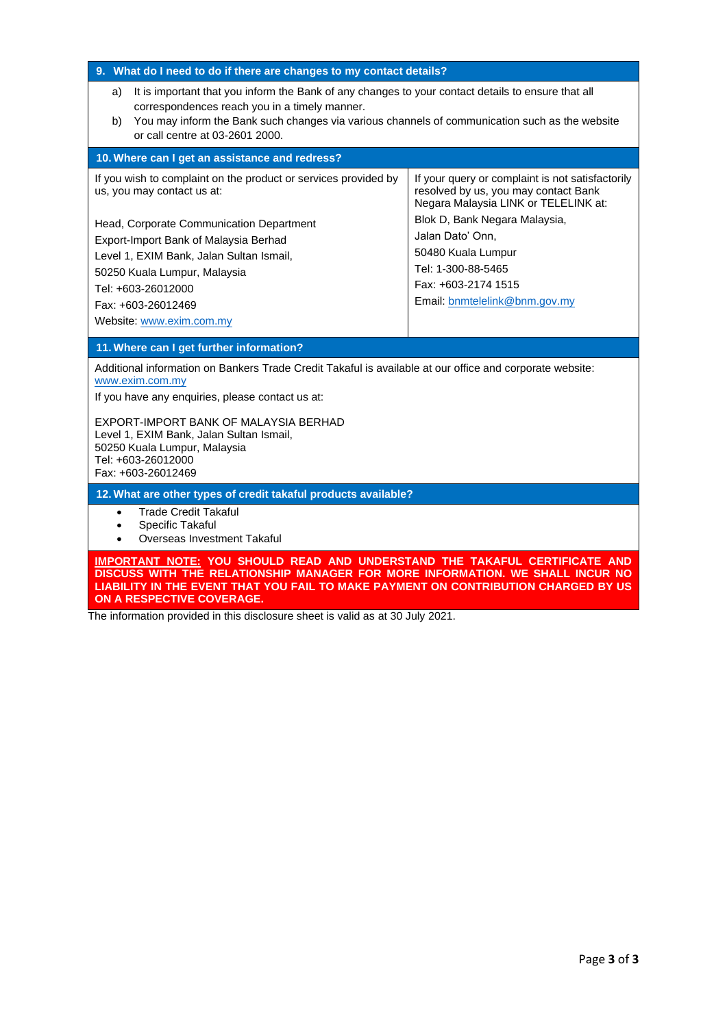## 9. What do I need to do if there are changes to my contact details?

a) It is important that you inform the Bank of any changes to your contact details to ensure that all correspondences reach you in a timely manner.

b) You may inform the Bank such changes via various channels of communication such as the website or call centre at 03-2601 2000.

## 10. Where can I get an assistance and redress?

| | |
|---|---|
| If you wish to complaint on the product or services provided by us, you may contact us at:<br><br>Head, Corporate Communication Department<br>Export-Import Bank of Malaysia Berhad<br>Level 1, EXIM Bank, Jalan Sultan Ismail,<br>50250 Kuala Lumpur, Malaysia<br>Tel: +603-26012000<br>Fax: +603-26012469<br>Website: www.exim.com.my | If your query or complaint is not satisfactorily resolved by us, you may contact Bank Negara Malaysia LINK or TELELINK at:<br><br>Blok D, Bank Negara Malaysia,<br>Jalan Dato' Onn,<br>50480 Kuala Lumpur<br>Tel: 1-300-88-5465<br>Fax: +603-2174 1515<br>Email: bnmtelelink@bnm.gov.my |

## 11. Where can I get further information?

Additional information on Bankers Trade Credit Takaful is available at our office and corporate website: www.exim.com.my

If you have any enquiries, please contact us at:

EXPORT-IMPORT BANK OF MALAYSIA BERHAD
Level 1, EXIM Bank, Jalan Sultan Ismail,
50250 Kuala Lumpur, Malaysia
Tel: +603-26012000
Fax: +603-26012469

## 12. What are other types of credit takaful products available?

- Trade Credit Takaful
- Specific Takaful
- Overseas Investment Takaful

**IMPORTANT NOTE: YOU SHOULD READ AND UNDERSTAND THE TAKAFUL CERTIFICATE AND DISCUSS WITH THE RELATIONSHIP MANAGER FOR MORE INFORMATION. WE SHALL INCUR NO LIABILITY IN THE EVENT THAT YOU FAIL TO MAKE PAYMENT ON CONTRIBUTION CHARGED BY US ON A RESPECTIVE COVERAGE.**

The information provided in this disclosure sheet is valid as at 30 July 2021.